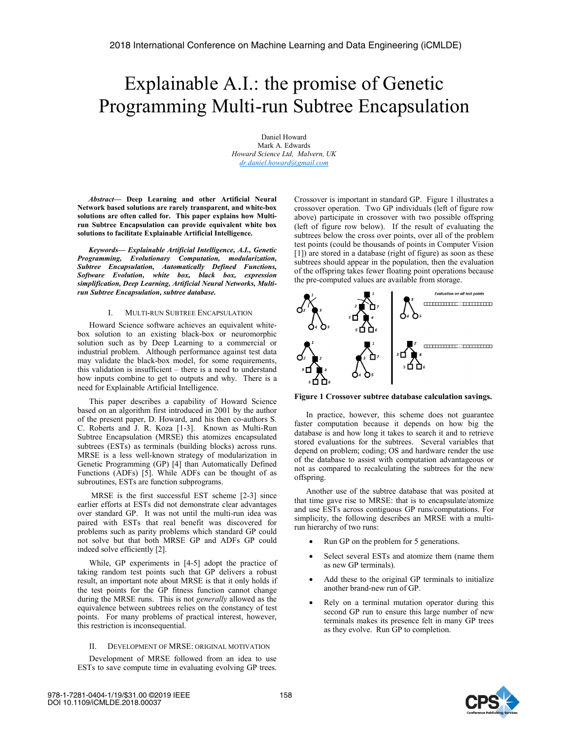# Explainable A.I.: the promise of Genetic Programming Multi-run Subtree Encapsulation

Daniel Howard
Mark A. Edwards
*Howard Science Ltd, Malvern, UK*
*dr.daniel.howard@gmail.com*

***Abstract*— Deep Learning and other Artificial Neural Network based solutions are rarely transparent, and white-box solutions are often called for. This paper explains how Multi-run Subtree Encapsulation can provide equivalent white box solutions to facilitate Explainable Artificial Intelligence.**

***Keywords*— *Explainable Artificial Intelligence, A.I., Genetic Programming, Evolutionary Computation, modularization, Subtree Encapsulation, Automatically Defined Functions, Software Evolution, white box, black box, expression simplification, Deep Learning, Artificial Neural Networks, Multi-run Subtree Encapsulation, subtree database.***

## I. Multi-run Subtree Encapsulation

Howard Science software achieves an equivalent white-box solution to an existing black-box or neuromorphic solution such as by Deep Learning to a commercial or industrial problem. Although performance against test data may validate the black-box model, for some requirements, this validation is insufficient – there is a need to understand how inputs combine to get to outputs and why. There is a need for Explainable Artificial Intelligence.

This paper describes a capability of Howard Science based on an algorithm first introduced in 2001 by the author of the present paper, D. Howard, and his then co-authors S. C. Roberts and J. R. Koza [1-3]. Known as Multi-Run Subtree Encapsulation (MRSE) this atomizes encapsulated subtrees (ESTs) as terminals (building blocks) across runs. MRSE is a less well-known strategy of modularization in Genetic Programming (GP) [4] than Automatically Defined Functions (ADFs) [5]. While ADFs can be thought of as subroutines, ESTs are function subprograms.

MRSE is the first successful EST scheme [2-3] since earlier efforts at ESTs did not demonstrate clear advantages over standard GP. It was not until the multi-run idea was paired with ESTs that real benefit was discovered for problems such as parity problems which standard GP could not solve but that both MRSE GP and ADFs GP could indeed solve efficiently [2].

While, GP experiments in [4-5] adopt the practice of taking random test points such that GP delivers a robust result, an important note about MRSE is that it only holds if the test points for the GP fitness function cannot change during the MRSE runs. This is not *generally* allowed as the equivalence between subtrees relies on the constancy of test points. For many problems of practical interest, however, this restriction is inconsequential.

## II. Development of MRSE: Original Motivation

Development of MRSE followed from an idea to use ESTs to save compute time in evaluating evolving GP trees. Crossover is important in standard GP. Figure 1 illustrates a crossover operation. Two GP individuals (left of figure row above) participate in crossover with two possible offspring (left of figure row below). If the result of evaluating the subtrees below the cross over points, over all of the problem test points (could be thousands of points in Computer Vision [1]) are stored in a database (right of figure) as soon as these subtrees should appear in the population, then the evaluation of the offspring takes fewer floating point operations because the pre-computed values are available from storage.

**Figure 1 Crossover subtree database calculation savings.**

In practice, however, this scheme does not guarantee faster computation because it depends on how big the database is and how long it takes to search it and to retrieve stored evaluations for the subtrees. Several variables that depend on problem; coding; OS and hardware render the use of the database to assist with computation advantageous or not as compared to recalculating the subtrees for the new offspring.

Another use of the subtree database that was posited at that time gave rise to MRSE: that is to encapsulate/atomize and use ESTs across contiguous GP runs/computations. For simplicity, the following describes an MRSE with a multi-run hierarchy of two runs:

- Run GP on the problem for 5 generations.
- Select several ESTs and atomize them (name them as new GP terminals).
- Add these to the original GP terminals to initialize another brand-new run of GP.
- Rely on a terminal mutation operator during this second GP run to ensure this large number of new terminals makes its presence felt in many GP trees as they evolve. Run GP to completion.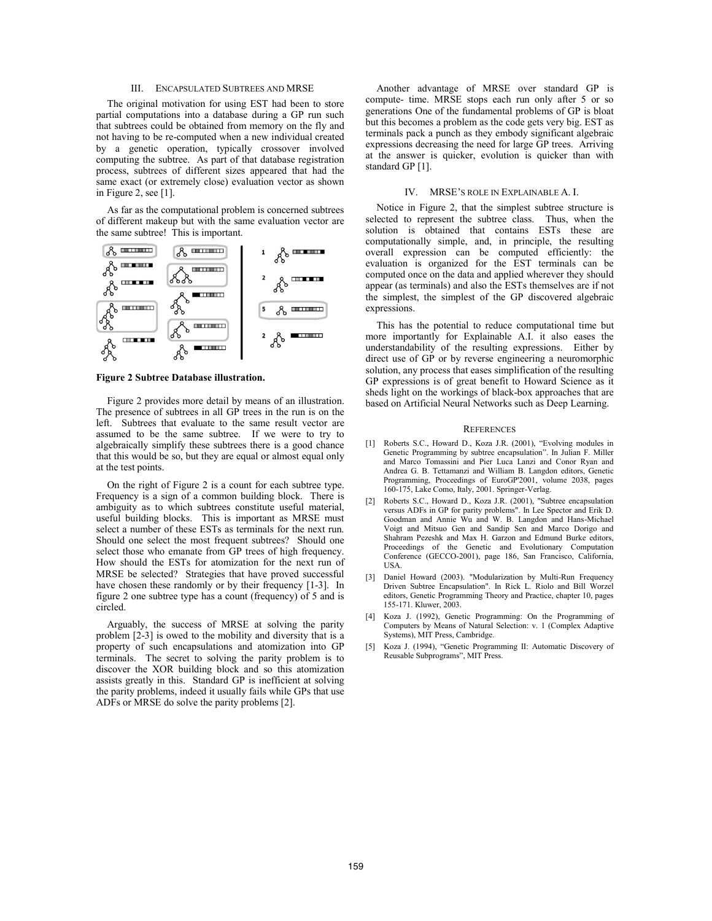## III. ENCAPSULATED SUBTREES AND MRSE

The original motivation for using EST had been to store partial computations into a database during a GP run such that subtrees could be obtained from memory on the fly and not having to be re-computed when a new individual created by a genetic operation, typically crossover involved computing the subtree. As part of that database registration process, subtrees of different sizes appeared that had the same exact (or extremely close) evaluation vector as shown in Figure 2, see [1].

As far as the computational problem is concerned subtrees of different makeup but with the same evaluation vector are the same subtree! This is important.

1

2

5

2

**Figure 2 Subtree Database illustration.**

Figure 2 provides more detail by means of an illustration. The presence of subtrees in all GP trees in the run is on the left. Subtrees that evaluate to the same result vector are assumed to be the same subtree. If we were to try to algebraically simplify these subtrees there is a good chance that this would be so, but they are equal or almost equal only at the test points.

On the right of Figure 2 is a count for each subtree type. Frequency is a sign of a common building block. There is ambiguity as to which subtrees constitute useful material, useful building blocks. This is important as MRSE must select a number of these ESTs as terminals for the next run. Should one select the most frequent subtrees? Should one select those who emanate from GP trees of high frequency. How should the ESTs for atomization for the next run of MRSE be selected? Strategies that have proved successful have chosen these randomly or by their frequency [1-3]. In figure 2 one subtree type has a count (frequency) of 5 and is circled.

Arguably, the success of MRSE at solving the parity problem [2-3] is owed to the mobility and diversity that is a property of such encapsulations and atomization into GP terminals. The secret to solving the parity problem is to discover the XOR building block and so this atomization assists greatly in this. Standard GP is inefficient at solving the parity problems, indeed it usually fails while GPs that use ADFs or MRSE do solve the parity problems [2].

Another advantage of MRSE over standard GP is compute- time. MRSE stops each run only after 5 or so generations One of the fundamental problems of GP is bloat but this becomes a problem as the code gets very big. EST as terminals pack a punch as they embody significant algebraic expressions decreasing the need for large GP trees. Arriving at the answer is quicker, evolution is quicker than with standard GP [1].

## IV. MRSE'S ROLE IN EXPLAINABLE A. I.

Notice in Figure 2, that the simplest subtree structure is selected to represent the subtree class. Thus, when the solution is obtained that contains ESTs these are computationally simple, and, in principle, the resulting overall expression can be computed efficiently: the evaluation is organized for the EST terminals can be computed once on the data and applied wherever they should appear (as terminals) and also the ESTs themselves are if not the simplest, the simplest of the GP discovered algebraic expressions.

This has the potential to reduce computational time but more importantly for Explainable A.I. it also eases the understandability of the resulting expressions. Either by direct use of GP or by reverse engineering a neuromorphic solution, any process that eases simplification of the resulting GP expressions is of great benefit to Howard Science as it sheds light on the workings of black-box approaches that are based on Artificial Neural Networks such as Deep Learning.

## REFERENCES

[1] Roberts S.C., Howard D., Koza J.R. (2001), "Evolving modules in Genetic Programming by subtree encapsulation". In Julian F. Miller and Marco Tomassini and Pier Luca Lanzi and Conor Ryan and Andrea G. B. Tettamanzi and William B. Langdon editors, Genetic Programming, Proceedings of EuroGP'2001, volume 2038, pages 160-175, Lake Como, Italy, 2001. Springer-Verlag.

[2] Roberts S.C., Howard D., Koza J.R. (2001), "Subtree encapsulation versus ADFs in GP for parity problems". In Lee Spector and Erik D. Goodman and Annie Wu and W. B. Langdon and Hans-Michael Voigt and Mitsuo Gen and Sandip Sen and Marco Dorigo and Shahram Pezeshk and Max H. Garzon and Edmund Burke editors, Proceedings of the Genetic and Evolutionary Computation Conference (GECCO-2001), page 186, San Francisco, California, USA.

[3] Daniel Howard (2003). "Modularization by Multi-Run Frequency Driven Subtree Encapsulation". In Rick L. Riolo and Bill Worzel editors, Genetic Programming Theory and Practice, chapter 10, pages 155-171. Kluwer, 2003.

[4] Koza J. (1992), Genetic Programming: On the Programming of Computers by Means of Natural Selection: v. 1 (Complex Adaptive Systems), MIT Press, Cambridge.

[5] Koza J. (1994), "Genetic Programming II: Automatic Discovery of Reusable Subprograms", MIT Press.